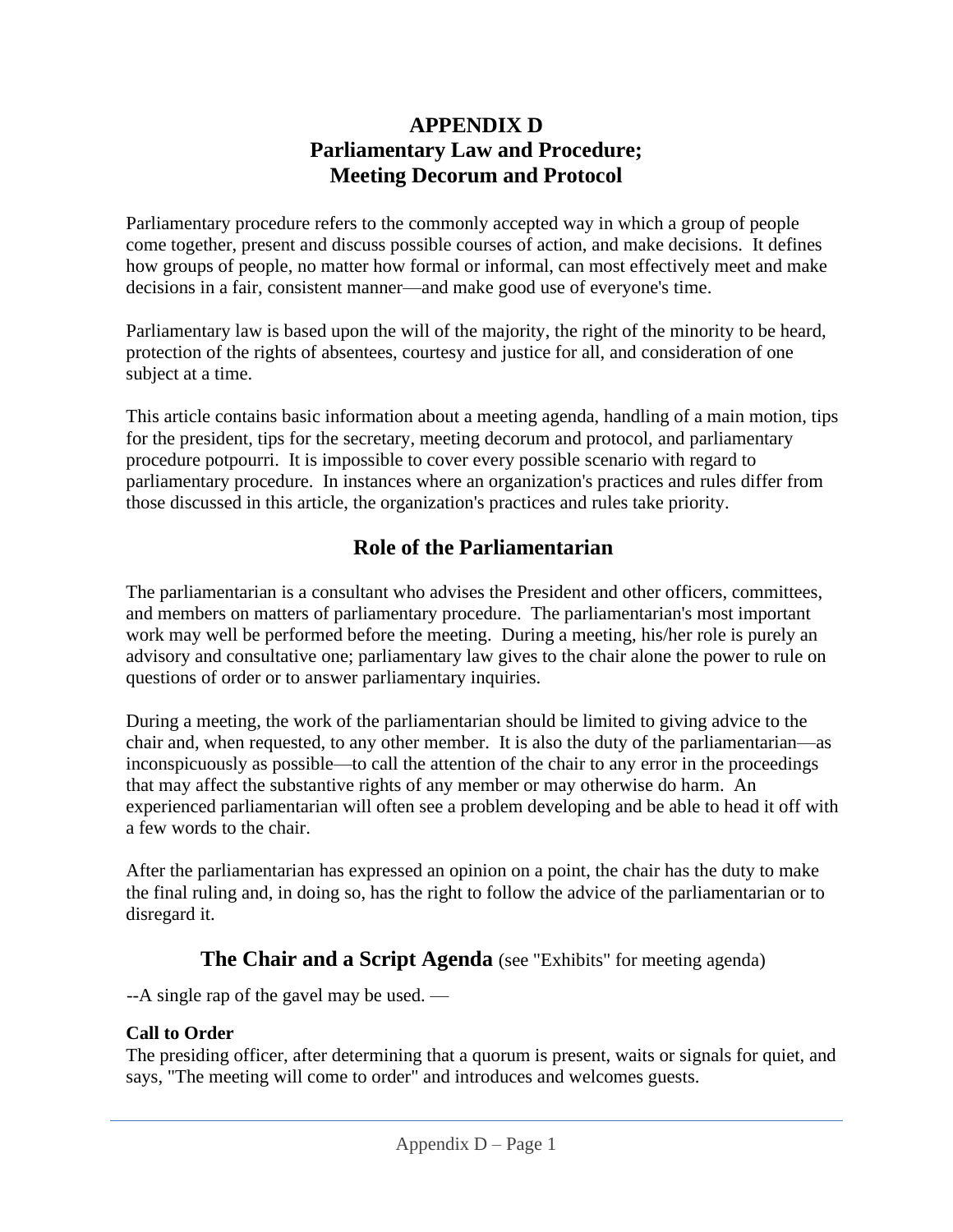# APPENDIX D
# Parliamentary Law and Procedure; Meeting Decorum and Protocol

Parliamentary procedure refers to the commonly accepted way in which a group of people come together, present and discuss possible courses of action, and make decisions. It defines how groups of people, no matter how formal or informal, can most effectively meet and make decisions in a fair, consistent manner—and make good use of everyone's time.

Parliamentary law is based upon the will of the majority, the right of the minority to be heard, protection of the rights of absentees, courtesy and justice for all, and consideration of one subject at a time.

This article contains basic information about a meeting agenda, handling of a main motion, tips for the president, tips for the secretary, meeting decorum and protocol, and parliamentary procedure potpourri. It is impossible to cover every possible scenario with regard to parliamentary procedure. In instances where an organization's practices and rules differ from those discussed in this article, the organization's practices and rules take priority.

## Role of the Parliamentarian

The parliamentarian is a consultant who advises the President and other officers, committees, and members on matters of parliamentary procedure. The parliamentarian's most important work may well be performed before the meeting. During a meeting, his/her role is purely an advisory and consultative one; parliamentary law gives to the chair alone the power to rule on questions of order or to answer parliamentary inquiries.

During a meeting, the work of the parliamentarian should be limited to giving advice to the chair and, when requested, to any other member. It is also the duty of the parliamentarian—as inconspicuously as possible—to call the attention of the chair to any error in the proceedings that may affect the substantive rights of any member or may otherwise do harm. An experienced parliamentarian will often see a problem developing and be able to head it off with a few words to the chair.

After the parliamentarian has expressed an opinion on a point, the chair has the duty to make the final ruling and, in doing so, has the right to follow the advice of the parliamentarian or to disregard it.

## The Chair and a Script Agenda (see "Exhibits" for meeting agenda)

--A single rap of the gavel may be used. —

**Call to Order**
The presiding officer, after determining that a quorum is present, waits or signals for quiet, and says, "The meeting will come to order" and introduces and welcomes guests.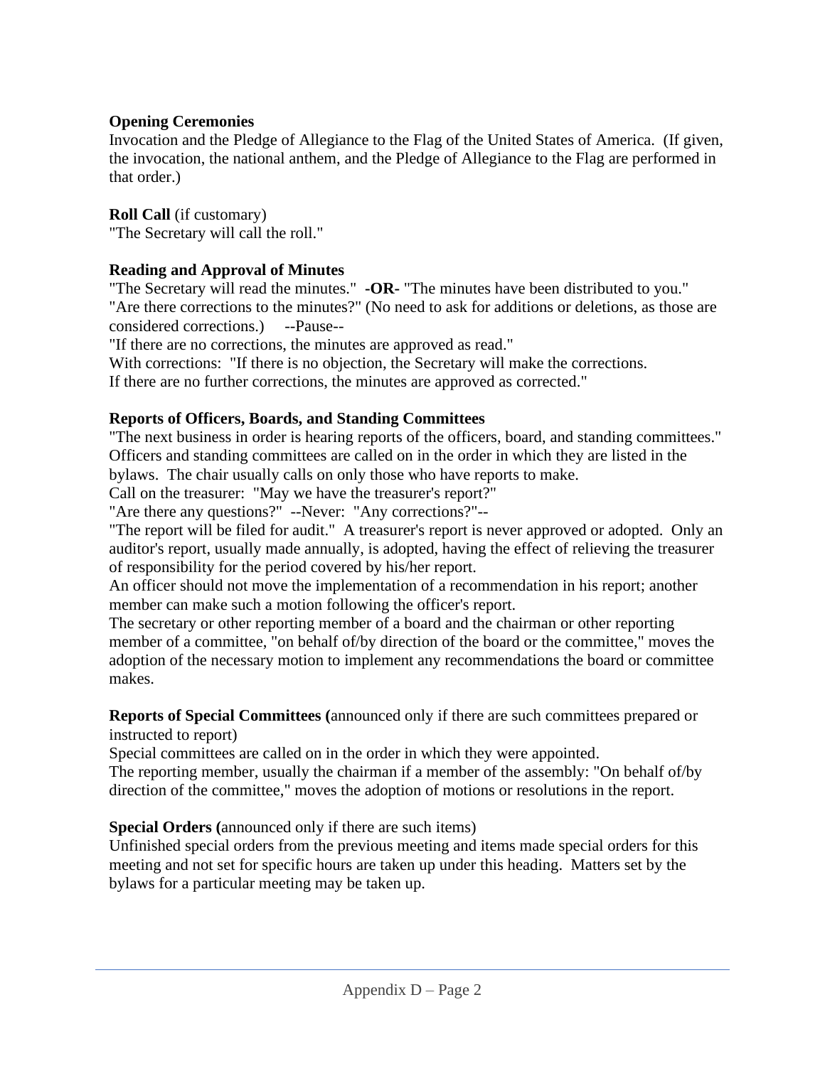**Opening Ceremonies**
Invocation and the Pledge of Allegiance to the Flag of the United States of America. (If given, the invocation, the national anthem, and the Pledge of Allegiance to the Flag are performed in that order.)

**Roll Call** (if customary)
"The Secretary will call the roll."

**Reading and Approval of Minutes**
"The Secretary will read the minutes." **-OR-** "The minutes have been distributed to you."
"Are there corrections to the minutes?" (No need to ask for additions or deletions, as those are considered corrections.) --Pause--
"If there are no corrections, the minutes are approved as read."
With corrections: "If there is no objection, the Secretary will make the corrections.
If there are no further corrections, the minutes are approved as corrected."

**Reports of Officers, Boards, and Standing Committees**
"The next business in order is hearing reports of the officers, board, and standing committees." Officers and standing committees are called on in the order in which they are listed in the bylaws. The chair usually calls on only those who have reports to make.
Call on the treasurer: "May we have the treasurer's report?"
"Are there any questions?" --Never: "Any corrections?"--
"The report will be filed for audit." A treasurer's report is never approved or adopted. Only an auditor's report, usually made annually, is adopted, having the effect of relieving the treasurer of responsibility for the period covered by his/her report.
An officer should not move the implementation of a recommendation in his report; another member can make such a motion following the officer's report.
The secretary or other reporting member of a board and the chairman or other reporting member of a committee, "on behalf of/by direction of the board or the committee," moves the adoption of the necessary motion to implement any recommendations the board or committee makes.

**Reports of Special Committees (**announced only if there are such committees prepared or instructed to report)
Special committees are called on in the order in which they were appointed.
The reporting member, usually the chairman if a member of the assembly: "On behalf of/by direction of the committee," moves the adoption of motions or resolutions in the report.

**Special Orders (**announced only if there are such items)
Unfinished special orders from the previous meeting and items made special orders for this meeting and not set for specific hours are taken up under this heading. Matters set by the bylaws for a particular meeting may be taken up.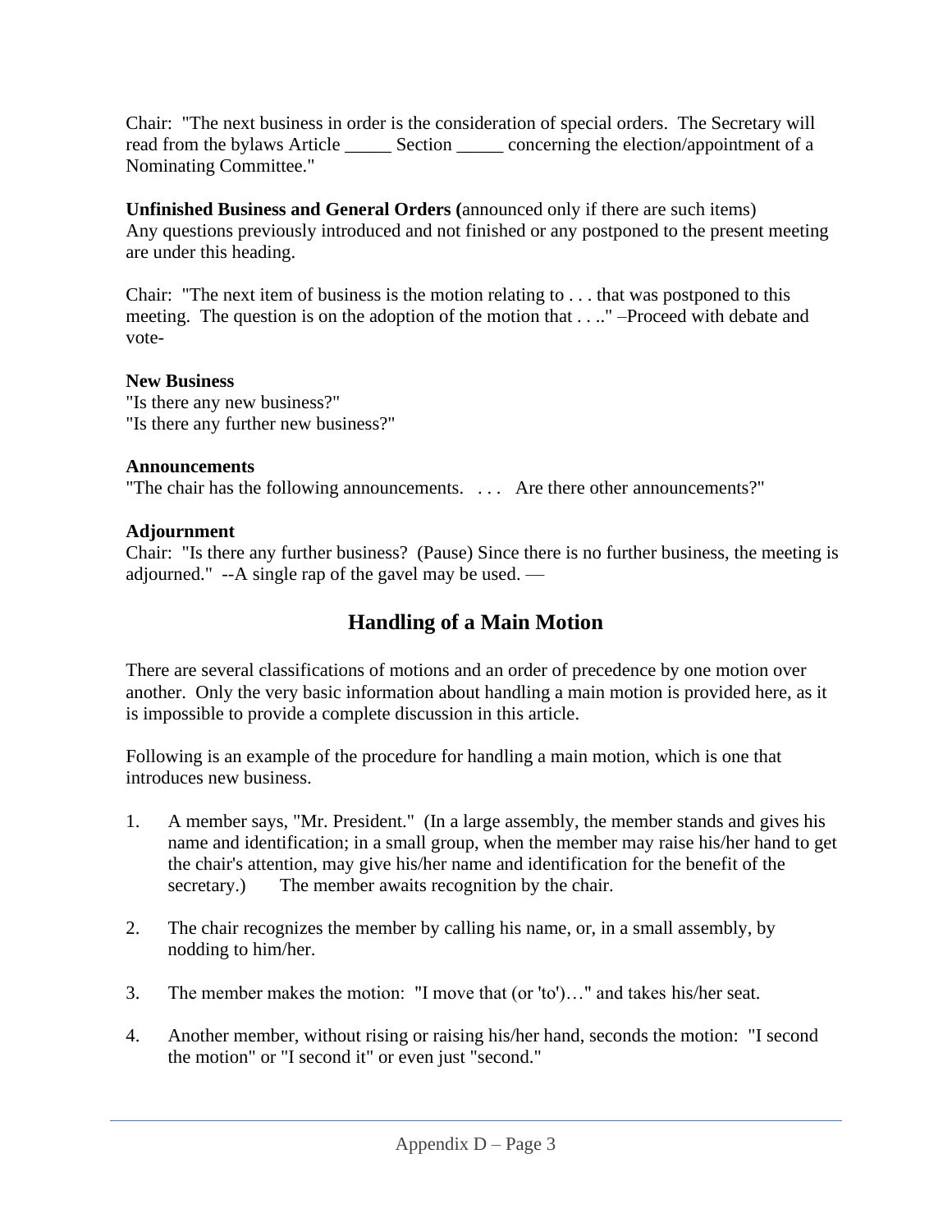Chair: "The next business in order is the consideration of special orders. The Secretary will read from the bylaws Article _____ Section _____ concerning the election/appointment of a Nominating Committee."

**Unfinished Business and General Orders (**announced only if there are such items)
Any questions previously introduced and not finished or any postponed to the present meeting are under this heading.

Chair: "The next item of business is the motion relating to . . . that was postponed to this meeting. The question is on the adoption of the motion that . . .." –Proceed with debate and vote-

**New Business**
"Is there any new business?"
"Is there any further new business?"

**Announcements**
"The chair has the following announcements. . . . Are there other announcements?"

**Adjournment**
Chair: "Is there any further business? (Pause) Since there is no further business, the meeting is adjourned." --A single rap of the gavel may be used. —

## Handling of a Main Motion

There are several classifications of motions and an order of precedence by one motion over another. Only the very basic information about handling a main motion is provided here, as it is impossible to provide a complete discussion in this article.

Following is an example of the procedure for handling a main motion, which is one that introduces new business.

1. A member says, "Mr. President." (In a large assembly, the member stands and gives his name and identification; in a small group, when the member may raise his/her hand to get the chair's attention, may give his/her name and identification for the benefit of the secretary.) The member awaits recognition by the chair.

2. The chair recognizes the member by calling his name, or, in a small assembly, by nodding to him/her.

3. The member makes the motion: "I move that (or 'to')…" and takes his/her seat.

4. Another member, without rising or raising his/her hand, seconds the motion: "I second the motion" or "I second it" or even just "second."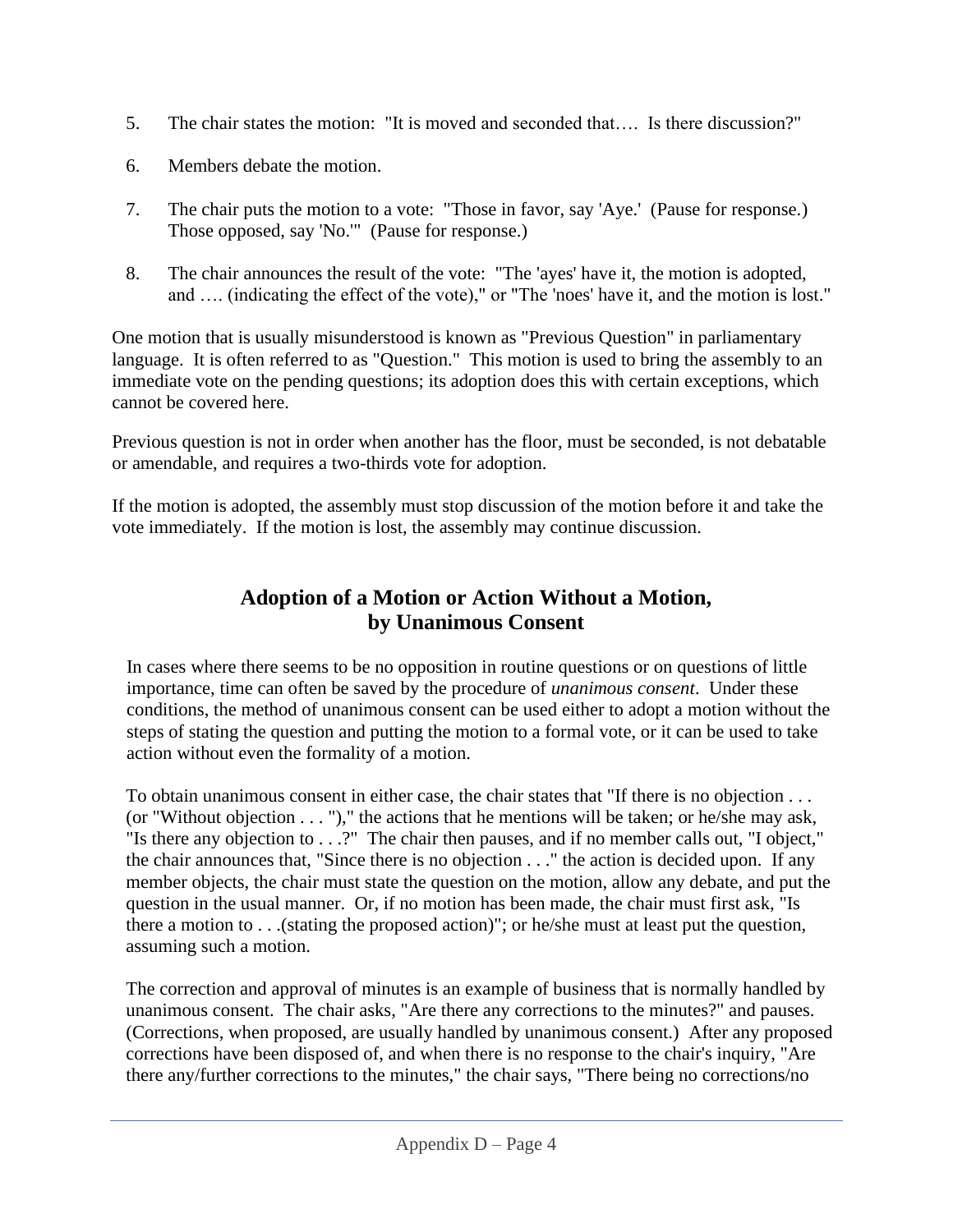5. The chair states the motion: "It is moved and seconded that…. Is there discussion?"

6. Members debate the motion.

7. The chair puts the motion to a vote: "Those in favor, say 'Aye.' (Pause for response.) Those opposed, say 'No.'" (Pause for response.)

8. The chair announces the result of the vote: "The 'ayes' have it, the motion is adopted, and …. (indicating the effect of the vote)," or "The 'noes' have it, and the motion is lost."

One motion that is usually misunderstood is known as "Previous Question" in parliamentary language. It is often referred to as "Question." This motion is used to bring the assembly to an immediate vote on the pending questions; its adoption does this with certain exceptions, which cannot be covered here.

Previous question is not in order when another has the floor, must be seconded, is not debatable or amendable, and requires a two-thirds vote for adoption.

If the motion is adopted, the assembly must stop discussion of the motion before it and take the vote immediately. If the motion is lost, the assembly may continue discussion.

## Adoption of a Motion or Action Without a Motion, by Unanimous Consent

In cases where there seems to be no opposition in routine questions or on questions of little importance, time can often be saved by the procedure of *unanimous consent*. Under these conditions, the method of unanimous consent can be used either to adopt a motion without the steps of stating the question and putting the motion to a formal vote, or it can be used to take action without even the formality of a motion.

To obtain unanimous consent in either case, the chair states that "If there is no objection . . . (or "Without objection . . . ")," the actions that he mentions will be taken; or he/she may ask, "Is there any objection to . . .?" The chair then pauses, and if no member calls out, "I object," the chair announces that, "Since there is no objection . . ." the action is decided upon. If any member objects, the chair must state the question on the motion, allow any debate, and put the question in the usual manner. Or, if no motion has been made, the chair must first ask, "Is there a motion to . . .(stating the proposed action)"; or he/she must at least put the question, assuming such a motion.

The correction and approval of minutes is an example of business that is normally handled by unanimous consent. The chair asks, "Are there any corrections to the minutes?" and pauses. (Corrections, when proposed, are usually handled by unanimous consent.) After any proposed corrections have been disposed of, and when there is no response to the chair's inquiry, "Are there any/further corrections to the minutes," the chair says, "There being no corrections/no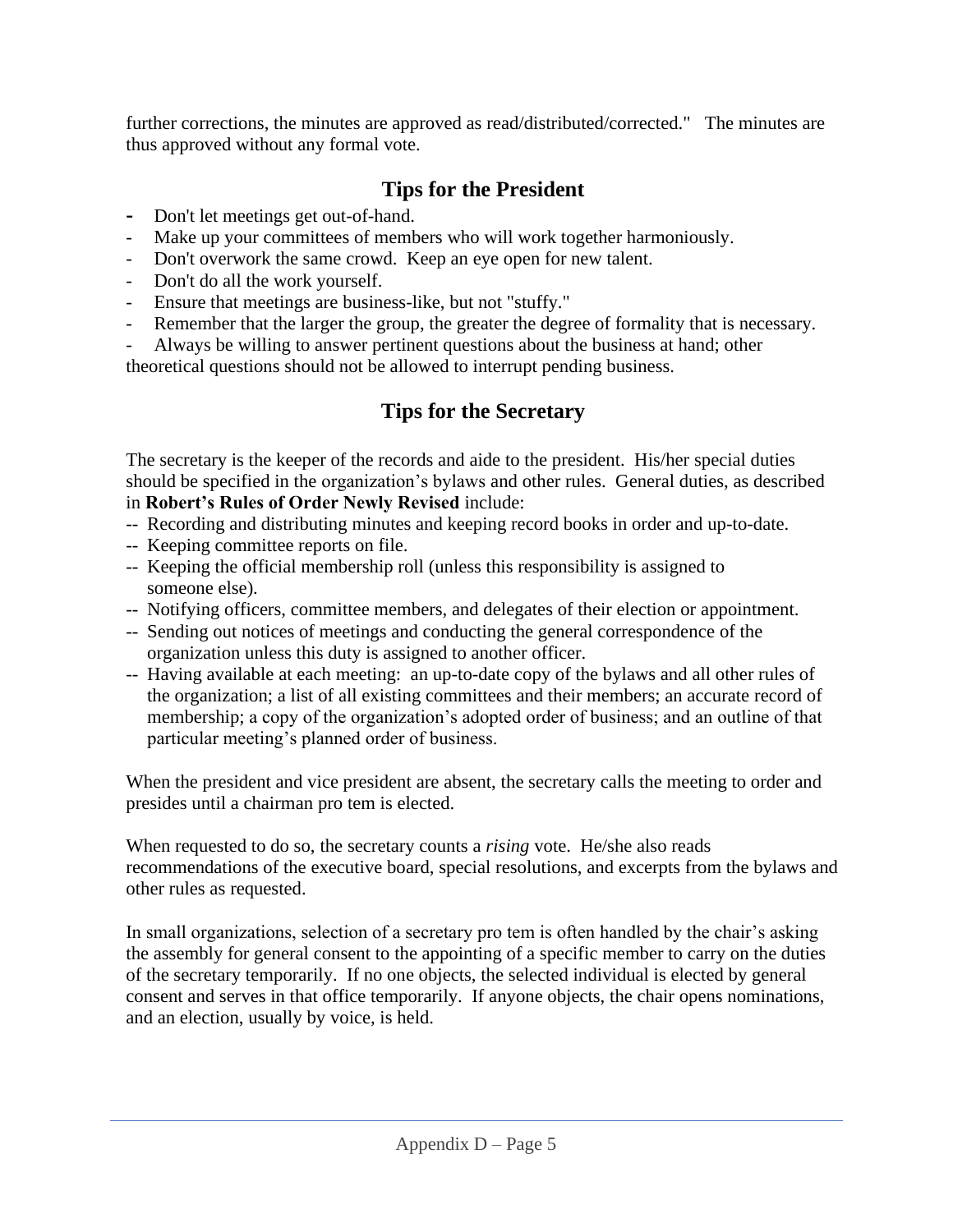further corrections, the minutes are approved as read/distributed/corrected." The minutes are thus approved without any formal vote.

## Tips for the President

- Don't let meetings get out-of-hand.
- Make up your committees of members who will work together harmoniously.
- Don't overwork the same crowd. Keep an eye open for new talent.
- Don't do all the work yourself.
- Ensure that meetings are business-like, but not "stuffy."
- Remember that the larger the group, the greater the degree of formality that is necessary.
- Always be willing to answer pertinent questions about the business at hand; other theoretical questions should not be allowed to interrupt pending business.

## Tips for the Secretary

The secretary is the keeper of the records and aide to the president. His/her special duties should be specified in the organization's bylaws and other rules. General duties, as described in **Robert's Rules of Order Newly Revised** include:

- Recording and distributing minutes and keeping record books in order and up-to-date.
- Keeping committee reports on file.
- Keeping the official membership roll (unless this responsibility is assigned to someone else).
- Notifying officers, committee members, and delegates of their election or appointment.
- Sending out notices of meetings and conducting the general correspondence of the organization unless this duty is assigned to another officer.
- Having available at each meeting: an up-to-date copy of the bylaws and all other rules of the organization; a list of all existing committees and their members; an accurate record of membership; a copy of the organization's adopted order of business; and an outline of that particular meeting's planned order of business.

When the president and vice president are absent, the secretary calls the meeting to order and presides until a chairman pro tem is elected.

When requested to do so, the secretary counts a *rising* vote. He/she also reads recommendations of the executive board, special resolutions, and excerpts from the bylaws and other rules as requested.

In small organizations, selection of a secretary pro tem is often handled by the chair's asking the assembly for general consent to the appointing of a specific member to carry on the duties of the secretary temporarily. If no one objects, the selected individual is elected by general consent and serves in that office temporarily. If anyone objects, the chair opens nominations, and an election, usually by voice, is held.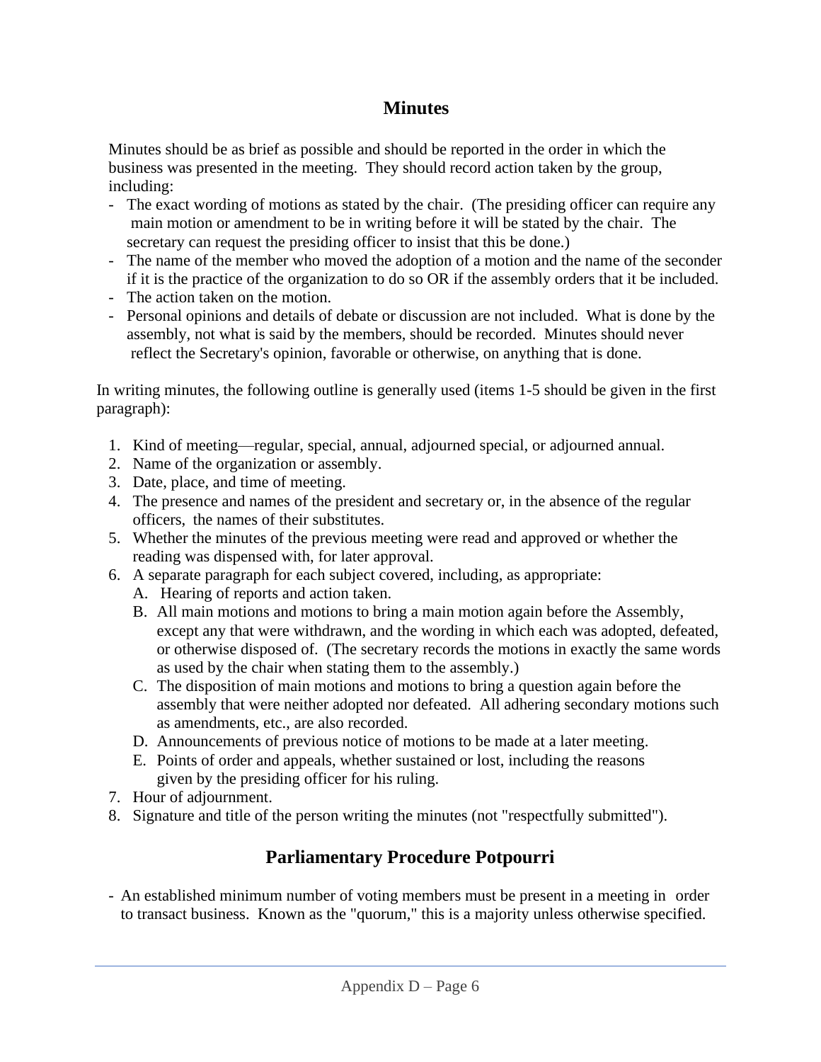## Minutes

Minutes should be as brief as possible and should be reported in the order in which the business was presented in the meeting. They should record action taken by the group, including:

- The exact wording of motions as stated by the chair. (The presiding officer can require any main motion or amendment to be in writing before it will be stated by the chair. The secretary can request the presiding officer to insist that this be done.)
- The name of the member who moved the adoption of a motion and the name of the seconder if it is the practice of the organization to do so OR if the assembly orders that it be included.
- The action taken on the motion.
- Personal opinions and details of debate or discussion are not included. What is done by the assembly, not what is said by the members, should be recorded. Minutes should never reflect the Secretary's opinion, favorable or otherwise, on anything that is done.

In writing minutes, the following outline is generally used (items 1-5 should be given in the first paragraph):

1. Kind of meeting—regular, special, annual, adjourned special, or adjourned annual.
2. Name of the organization or assembly.
3. Date, place, and time of meeting.
4. The presence and names of the president and secretary or, in the absence of the regular officers, the names of their substitutes.
5. Whether the minutes of the previous meeting were read and approved or whether the reading was dispensed with, for later approval.
6. A separate paragraph for each subject covered, including, as appropriate:
   A. Hearing of reports and action taken.
   B. All main motions and motions to bring a main motion again before the Assembly, except any that were withdrawn, and the wording in which each was adopted, defeated, or otherwise disposed of. (The secretary records the motions in exactly the same words as used by the chair when stating them to the assembly.)
   C. The disposition of main motions and motions to bring a question again before the assembly that were neither adopted nor defeated. All adhering secondary motions such as amendments, etc., are also recorded.
   D. Announcements of previous notice of motions to be made at a later meeting.
   E. Points of order and appeals, whether sustained or lost, including the reasons given by the presiding officer for his ruling.
7. Hour of adjournment.
8. Signature and title of the person writing the minutes (not "respectfully submitted").

## Parliamentary Procedure Potpourri

- An established minimum number of voting members must be present in a meeting in order to transact business. Known as the "quorum," this is a majority unless otherwise specified.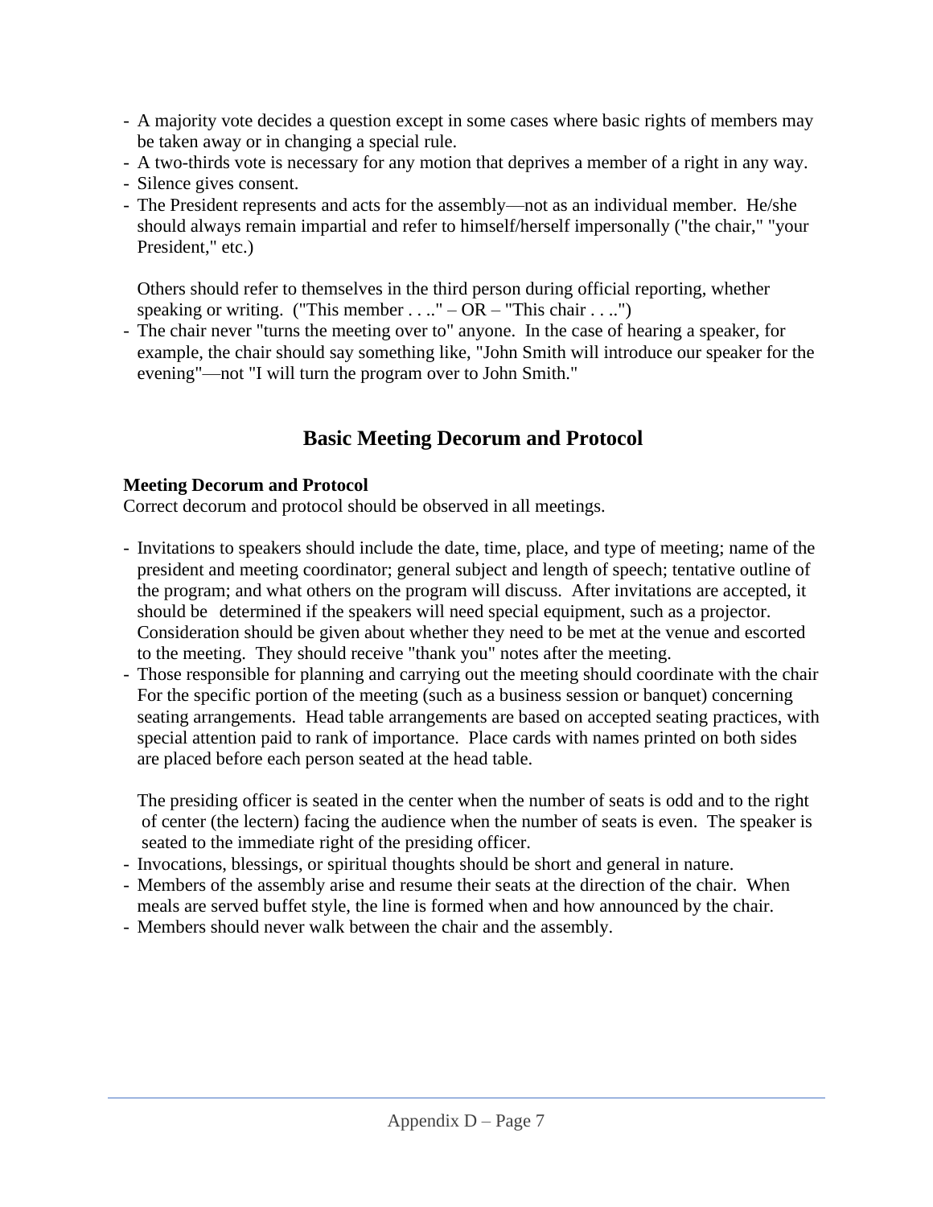- A majority vote decides a question except in some cases where basic rights of members may be taken away or in changing a special rule.
- A two-thirds vote is necessary for any motion that deprives a member of a right in any way.
- Silence gives consent.
- The President represents and acts for the assembly—not as an individual member. He/she should always remain impartial and refer to himself/herself impersonally ("the chair," "your President," etc.)

  Others should refer to themselves in the third person during official reporting, whether speaking or writing. ("This member . . .." – OR – "This chair . . ..")
- The chair never "turns the meeting over to" anyone. In the case of hearing a speaker, for example, the chair should say something like, "John Smith will introduce our speaker for the evening"—not "I will turn the program over to John Smith."

## Basic Meeting Decorum and Protocol

**Meeting Decorum and Protocol**
Correct decorum and protocol should be observed in all meetings.

- Invitations to speakers should include the date, time, place, and type of meeting; name of the president and meeting coordinator; general subject and length of speech; tentative outline of the program; and what others on the program will discuss. After invitations are accepted, it should be determined if the speakers will need special equipment, such as a projector. Consideration should be given about whether they need to be met at the venue and escorted to the meeting. They should receive "thank you" notes after the meeting.
- Those responsible for planning and carrying out the meeting should coordinate with the chair For the specific portion of the meeting (such as a business session or banquet) concerning seating arrangements. Head table arrangements are based on accepted seating practices, with special attention paid to rank of importance. Place cards with names printed on both sides are placed before each person seated at the head table.

  The presiding officer is seated in the center when the number of seats is odd and to the right of center (the lectern) facing the audience when the number of seats is even. The speaker is seated to the immediate right of the presiding officer.
- Invocations, blessings, or spiritual thoughts should be short and general in nature.
- Members of the assembly arise and resume their seats at the direction of the chair. When meals are served buffet style, the line is formed when and how announced by the chair.
- Members should never walk between the chair and the assembly.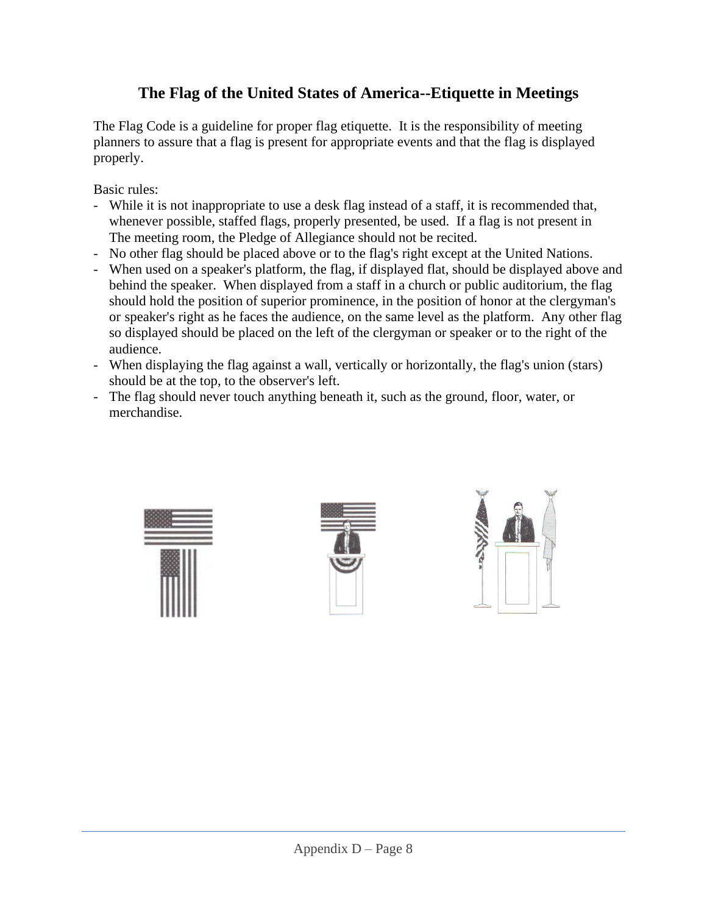## The Flag of the United States of America--Etiquette in Meetings

The Flag Code is a guideline for proper flag etiquette. It is the responsibility of meeting planners to assure that a flag is present for appropriate events and that the flag is displayed properly.

Basic rules:

- While it is not inappropriate to use a desk flag instead of a staff, it is recommended that, whenever possible, staffed flags, properly presented, be used. If a flag is not present in The meeting room, the Pledge of Allegiance should not be recited.
- No other flag should be placed above or to the flag's right except at the United Nations.
- When used on a speaker's platform, the flag, if displayed flat, should be displayed above and behind the speaker. When displayed from a staff in a church or public auditorium, the flag should hold the position of superior prominence, in the position of honor at the clergyman's or speaker's right as he faces the audience, on the same level as the platform. Any other flag so displayed should be placed on the left of the clergyman or speaker or to the right of the audience.
- When displaying the flag against a wall, vertically or horizontally, the flag's union (stars) should be at the top, to the observer's left.
- The flag should never touch anything beneath it, such as the ground, floor, water, or merchandise.